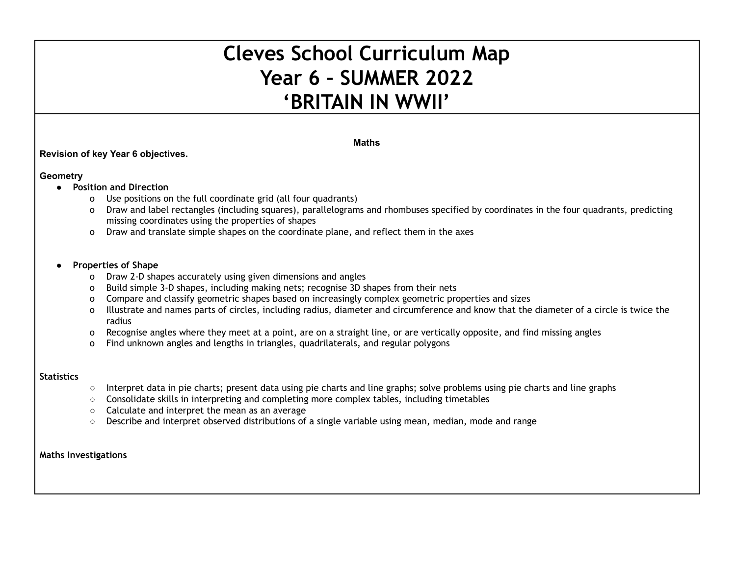# Cleves School Curriculum Map
# Year 6 – SUMMER 2022
# 'BRITAIN IN WWII'

## Maths

**Revision of key Year 6 objectives.**

**Geometry**

- **Position and Direction**
  - Use positions on the full coordinate grid (all four quadrants)
  - Draw and label rectangles (including squares), parallelograms and rhombuses specified by coordinates in the four quadrants, predicting missing coordinates using the properties of shapes
  - Draw and translate simple shapes on the coordinate plane, and reflect them in the axes

- **Properties of Shape**
  - Draw 2-D shapes accurately using given dimensions and angles
  - Build simple 3-D shapes, including making nets; recognise 3D shapes from their nets
  - Compare and classify geometric shapes based on increasingly complex geometric properties and sizes
  - Illustrate and names parts of circles, including radius, diameter and circumference and know that the diameter of a circle is twice the radius
  - Recognise angles where they meet at a point, are on a straight line, or are vertically opposite, and find missing angles
  - Find unknown angles and lengths in triangles, quadrilaterals, and regular polygons

**Statistics**

- Interpret data in pie charts; present data using pie charts and line graphs; solve problems using pie charts and line graphs
- Consolidate skills in interpreting and completing more complex tables, including timetables
- Calculate and interpret the mean as an average
- Describe and interpret observed distributions of a single variable using mean, median, mode and range

**Maths Investigations**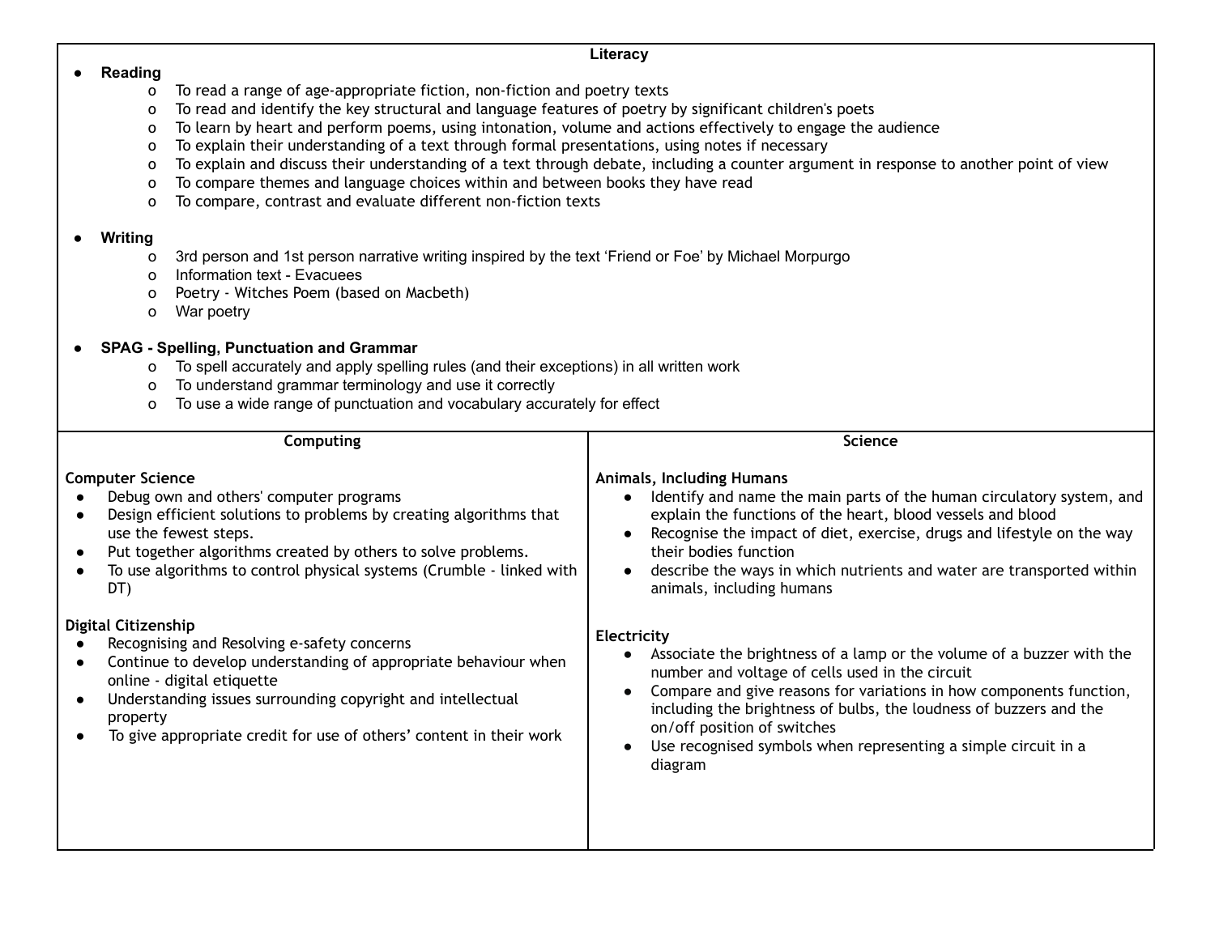## Literacy

- **Reading**
  - To read a range of age-appropriate fiction, non-fiction and poetry texts
  - To read and identify the key structural and language features of poetry by significant children's poets
  - To learn by heart and perform poems, using intonation, volume and actions effectively to engage the audience
  - To explain their understanding of a text through formal presentations, using notes if necessary
  - To explain and discuss their understanding of a text through debate, including a counter argument in response to another point of view
  - To compare themes and language choices within and between books they have read
  - To compare, contrast and evaluate different non-fiction texts

- **Writing**
  - 3rd person and 1st person narrative writing inspired by the text 'Friend or Foe' by Michael Morpurgo
  - Information text - Evacuees
  - Poetry - Witches Poem (based on Macbeth)
  - War poetry

- **SPAG - Spelling, Punctuation and Grammar**
  - To spell accurately and apply spelling rules (and their exceptions) in all written work
  - To understand grammar terminology and use it correctly
  - To use a wide range of punctuation and vocabulary accurately for effect

## Computing

**Computer Science**

- Debug own and others' computer programs
- Design efficient solutions to problems by creating algorithms that use the fewest steps.
- Put together algorithms created by others to solve problems.
- To use algorithms to control physical systems (Crumble - linked with DT)

**Digital Citizenship**

- Recognising and Resolving e-safety concerns
- Continue to develop understanding of appropriate behaviour when online - digital etiquette
- Understanding issues surrounding copyright and intellectual property
- To give appropriate credit for use of others' content in their work

## Science

**Animals, Including Humans**

- Identify and name the main parts of the human circulatory system, and explain the functions of the heart, blood vessels and blood
- Recognise the impact of diet, exercise, drugs and lifestyle on the way their bodies function
- describe the ways in which nutrients and water are transported within animals, including humans

**Electricity**

- Associate the brightness of a lamp or the volume of a buzzer with the number and voltage of cells used in the circuit
- Compare and give reasons for variations in how components function, including the brightness of bulbs, the loudness of buzzers and the on/off position of switches
- Use recognised symbols when representing a simple circuit in a diagram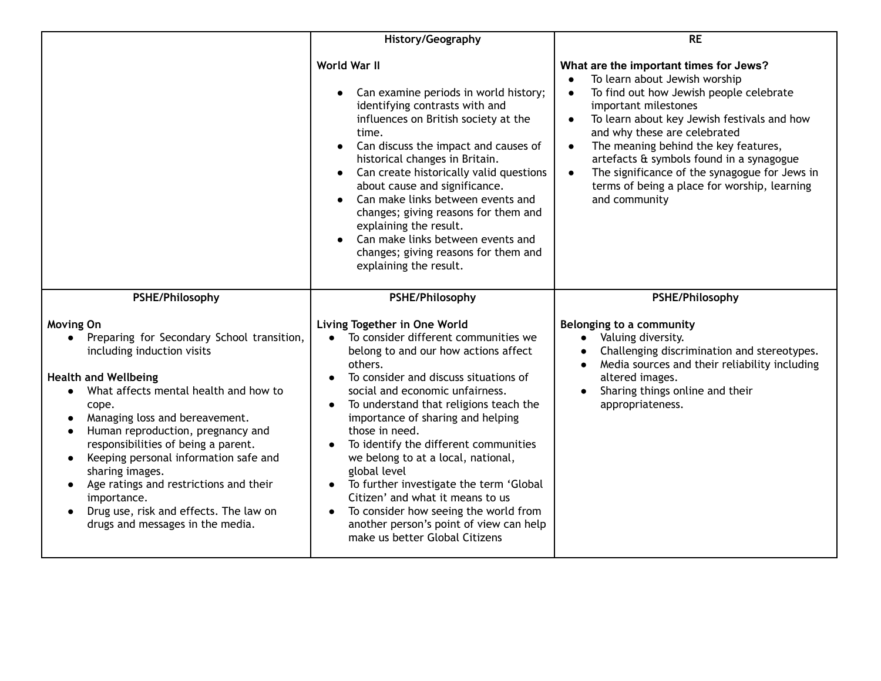| | History/Geography | RE |
|---|---|---|
| | **World War II**<br><br>● Can examine periods in world history; identifying contrasts with and influences on British society at the time.<br>● Can discuss the impact and causes of historical changes in Britain.<br>● Can create historically valid questions about cause and significance.<br>● Can make links between events and changes; giving reasons for them and explaining the result.<br>● Can make links between events and changes; giving reasons for them and explaining the result. | **What are the important times for Jews?**<br>● To learn about Jewish worship<br>● To find out how Jewish people celebrate important milestones<br>● To learn about key Jewish festivals and how and why these are celebrated<br>● The meaning behind the key features, artefacts & symbols found in a synagogue<br>● The significance of the synagogue for Jews in terms of being a place for worship, learning and community |
| **PSHE/Philosophy**<br><br>**Moving On**<br>● Preparing for Secondary School transition, including induction visits<br><br>**Health and Wellbeing**<br>● What affects mental health and how to cope.<br>● Managing loss and bereavement.<br>● Human reproduction, pregnancy and responsibilities of being a parent.<br>● Keeping personal information safe and sharing images.<br>● Age ratings and restrictions and their importance.<br>● Drug use, risk and effects. The law on drugs and messages in the media. | **PSHE/Philosophy**<br><br>**Living Together in One World**<br>● To consider different communities we belong to and our how actions affect others.<br>● To consider and discuss situations of social and economic unfairness.<br>● To understand that religions teach the importance of sharing and helping those in need.<br>● To identify the different communities we belong to at a local, national, global level<br>● To further investigate the term 'Global Citizen' and what it means to us<br>● To consider how seeing the world from another person's point of view can help make us better Global Citizens | **PSHE/Philosophy**<br><br>**Belonging to a community**<br>● Valuing diversity.<br>● Challenging discrimination and stereotypes.<br>● Media sources and their reliability including altered images.<br>● Sharing things online and their appropriateness. |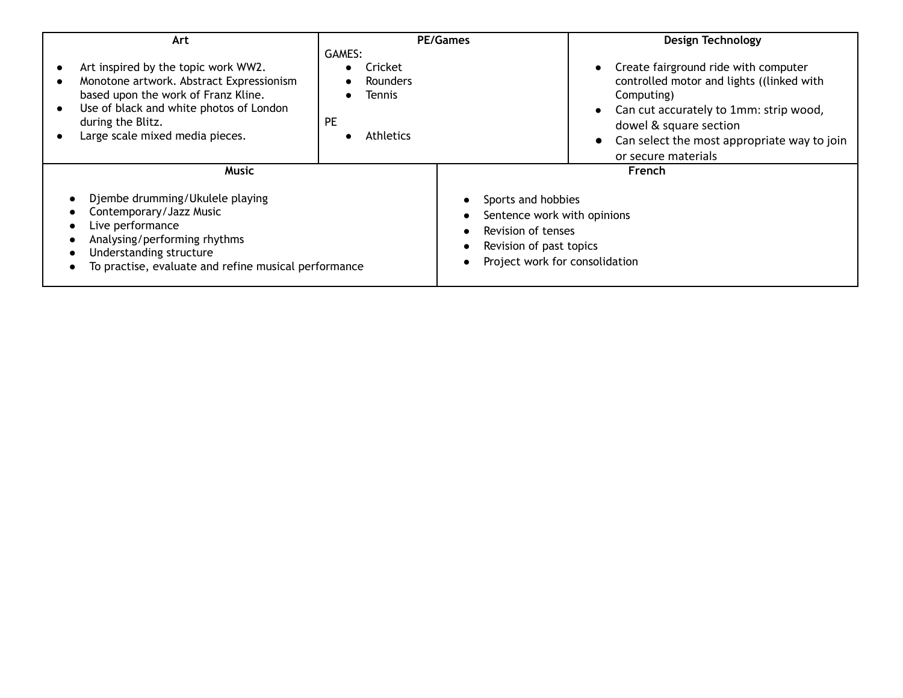| Art | PE/Games | Design Technology |
|---|---|---|
| • Art inspired by the topic work WW2.<br>• Monotone artwork. Abstract Expressionism based upon the work of Franz Kline.<br>• Use of black and white photos of London during the Blitz.<br>• Large scale mixed media pieces. | GAMES:<br>• Cricket<br>• Rounders<br>• Tennis<br><br>PE<br>• Athletics | • Create fairground ride with computer controlled motor and lights ((linked with Computing)<br>• Can cut accurately to 1mm: strip wood, dowel & square section<br>• Can select the most appropriate way to join or secure materials |

| Music | French |
|---|---|
| • Djembe drumming/Ukulele playing<br>• Contemporary/Jazz Music<br>• Live performance<br>• Analysing/performing rhythms<br>• Understanding structure<br>• To practise, evaluate and refine musical performance | • Sports and hobbies<br>• Sentence work with opinions<br>• Revision of tenses<br>• Revision of past topics<br>• Project work for consolidation |